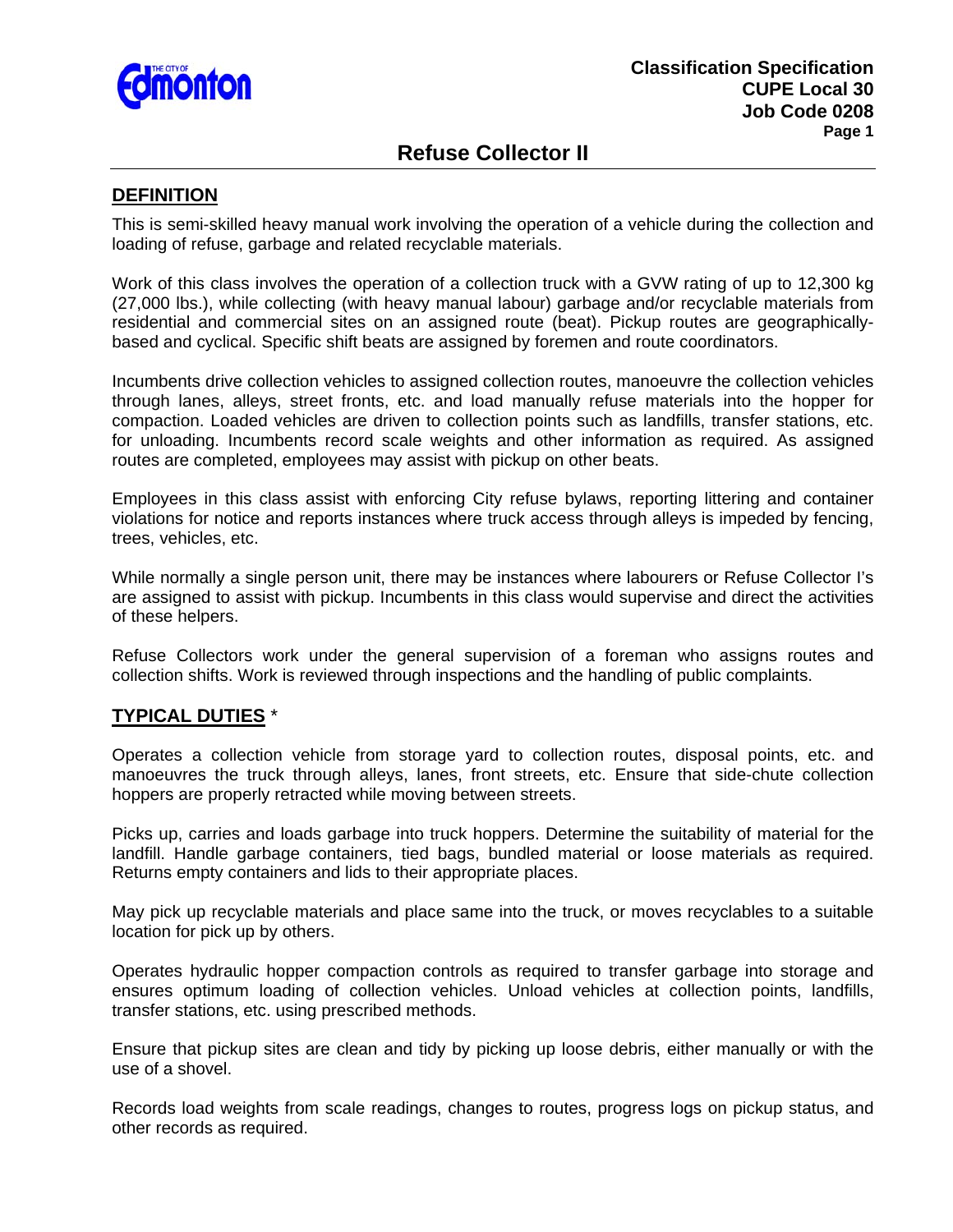Classification Specification
CUPE Local 30
Job Code 0208

# Refuse Collector II

## DEFINITION

This is semi-skilled heavy manual work involving the operation of a vehicle during the collection and loading of refuse, garbage and related recyclable materials.

Work of this class involves the operation of a collection truck with a GVW rating of up to 12,300 kg (27,000 lbs.), while collecting (with heavy manual labour) garbage and/or recyclable materials from residential and commercial sites on an assigned route (beat). Pickup routes are geographically-based and cyclical. Specific shift beats are assigned by foremen and route coordinators.

Incumbents drive collection vehicles to assigned collection routes, manoeuvre the collection vehicles through lanes, alleys, street fronts, etc. and load manually refuse materials into the hopper for compaction. Loaded vehicles are driven to collection points such as landfills, transfer stations, etc. for unloading. Incumbents record scale weights and other information as required. As assigned routes are completed, employees may assist with pickup on other beats.

Employees in this class assist with enforcing City refuse bylaws, reporting littering and container violations for notice and reports instances where truck access through alleys is impeded by fencing, trees, vehicles, etc.

While normally a single person unit, there may be instances where labourers or Refuse Collector I's are assigned to assist with pickup. Incumbents in this class would supervise and direct the activities of these helpers.

Refuse Collectors work under the general supervision of a foreman who assigns routes and collection shifts. Work is reviewed through inspections and the handling of public complaints.

## TYPICAL DUTIES *

Operates a collection vehicle from storage yard to collection routes, disposal points, etc. and manoeuvres the truck through alleys, lanes, front streets, etc. Ensure that side-chute collection hoppers are properly retracted while moving between streets.

Picks up, carries and loads garbage into truck hoppers. Determine the suitability of material for the landfill. Handle garbage containers, tied bags, bundled material or loose materials as required. Returns empty containers and lids to their appropriate places.

May pick up recyclable materials and place same into the truck, or moves recyclables to a suitable location for pick up by others.

Operates hydraulic hopper compaction controls as required to transfer garbage into storage and ensures optimum loading of collection vehicles. Unload vehicles at collection points, landfills, transfer stations, etc. using prescribed methods.

Ensure that pickup sites are clean and tidy by picking up loose debris, either manually or with the use of a shovel.

Records load weights from scale readings, changes to routes, progress logs on pickup status, and other records as required.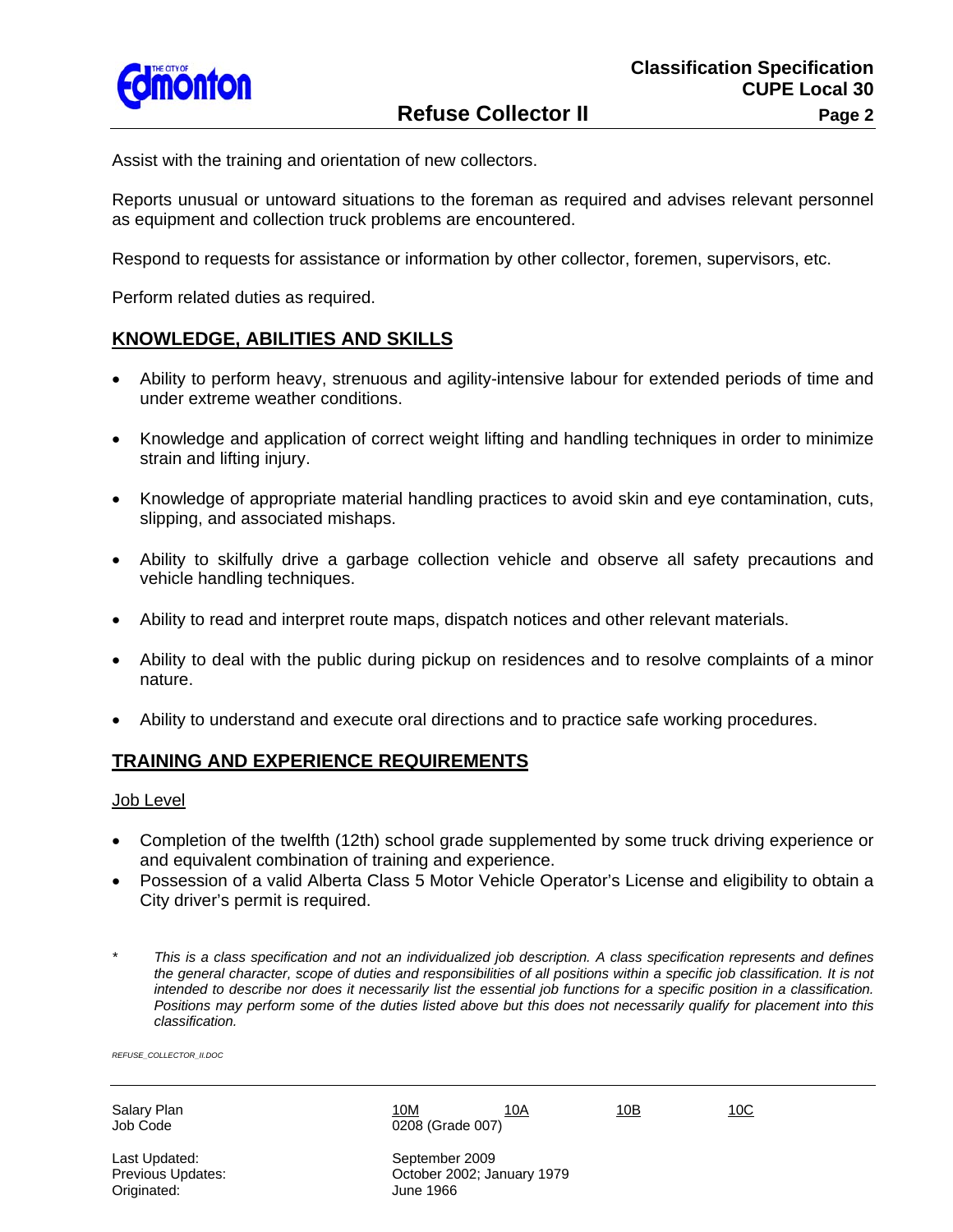Assist with the training and orientation of new collectors.

Reports unusual or untoward situations to the foreman as required and advises relevant personnel as equipment and collection truck problems are encountered.

Respond to requests for assistance or information by other collector, foremen, supervisors, etc.

Perform related duties as required.

## KNOWLEDGE, ABILITIES AND SKILLS

- Ability to perform heavy, strenuous and agility-intensive labour for extended periods of time and under extreme weather conditions.
- Knowledge and application of correct weight lifting and handling techniques in order to minimize strain and lifting injury.
- Knowledge of appropriate material handling practices to avoid skin and eye contamination, cuts, slipping, and associated mishaps.
- Ability to skilfully drive a garbage collection vehicle and observe all safety precautions and vehicle handling techniques.
- Ability to read and interpret route maps, dispatch notices and other relevant materials.
- Ability to deal with the public during pickup on residences and to resolve complaints of a minor nature.
- Ability to understand and execute oral directions and to practice safe working procedures.

## TRAINING AND EXPERIENCE REQUIREMENTS

Job Level

- Completion of the twelfth (12th) school grade supplemented by some truck driving experience or and equivalent combination of training and experience.
- Possession of a valid Alberta Class 5 Motor Vehicle Operator's License and eligibility to obtain a City driver's permit is required.

\* *This is a class specification and not an individualized job description. A class specification represents and defines the general character, scope of duties and responsibilities of all positions within a specific job classification. It is not intended to describe nor does it necessarily list the essential job functions for a specific position in a classification. Positions may perform some of the duties listed above but this does not necessarily qualify for placement into this classification.*

*REFUSE_COLLECTOR_II.DOC*

| | | | | |
|---|---|---|---|---|
| Salary Plan | 10M | 10A | 10B | 10C |
| Job Code | 0208 (Grade 007) | | | |
| Last Updated: | September 2009 | | | |
| Previous Updates: | October 2002; January 1979 | | | |
| Originated: | June 1966 | | | |